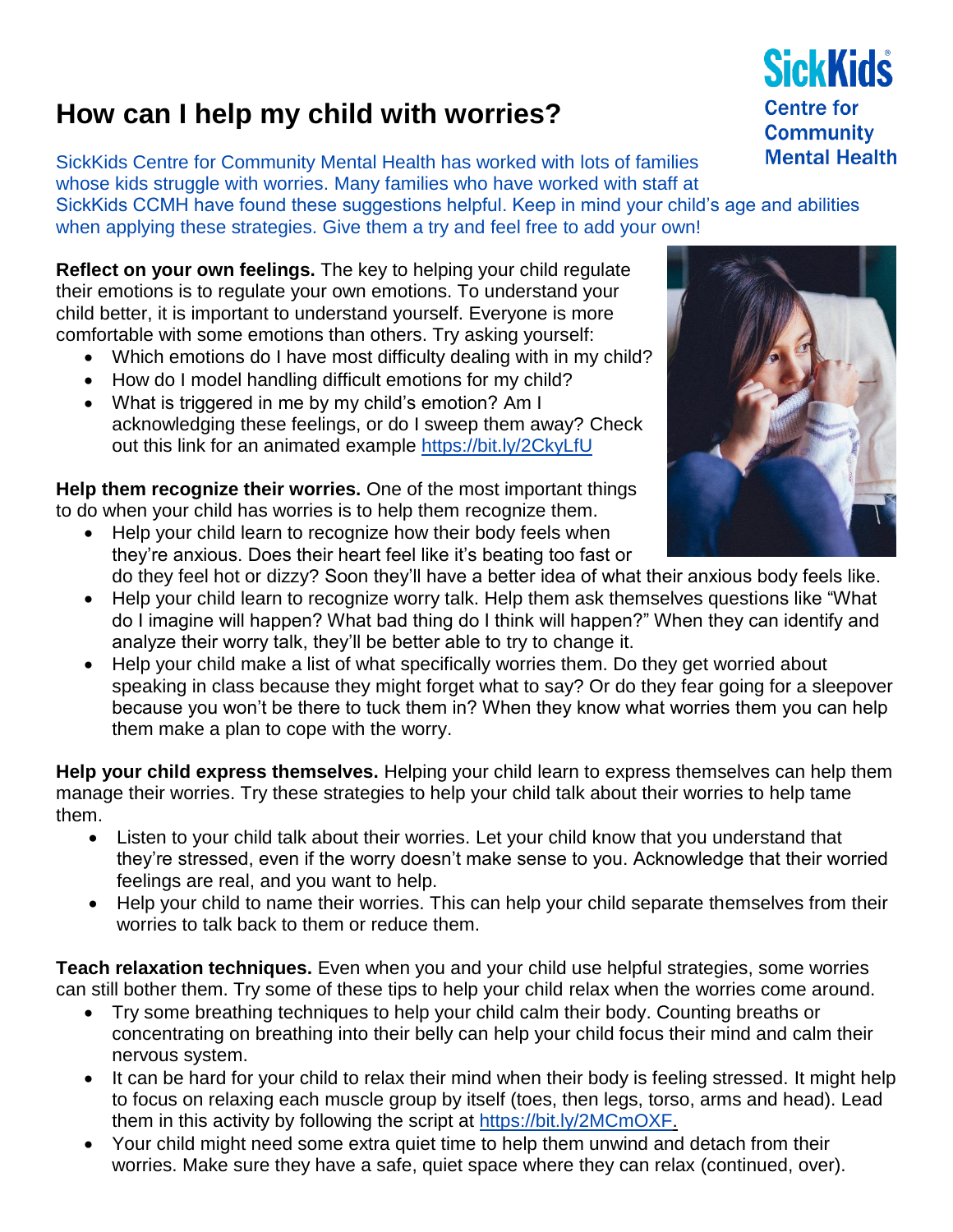# How can I help my child with worries?

SickKids Centre for Community Mental Health

SickKids Centre for Community Mental Health has worked with lots of families whose kids struggle with worries. Many families who have worked with staff at SickKids CCMH have found these suggestions helpful. Keep in mind your child's age and abilities when applying these strategies. Give them a try and feel free to add your own!

**Reflect on your own feelings.** The key to helping your child regulate their emotions is to regulate your own emotions. To understand your child better, it is important to understand yourself. Everyone is more comfortable with some emotions than others. Try asking yourself:

- Which emotions do I have most difficulty dealing with in my child?
- How do I model handling difficult emotions for my child?
- What is triggered in me by my child's emotion? Am I acknowledging these feelings, or do I sweep them away? Check out this link for an animated example https://bit.ly/2CkyLfU

**Help them recognize their worries.** One of the most important things to do when your child has worries is to help them recognize them.

- Help your child learn to recognize how their body feels when they're anxious. Does their heart feel like it's beating too fast or do they feel hot or dizzy? Soon they'll have a better idea of what their anxious body feels like.
- Help your child learn to recognize worry talk. Help them ask themselves questions like "What do I imagine will happen? What bad thing do I think will happen?" When they can identify and analyze their worry talk, they'll be better able to try to change it.
- Help your child make a list of what specifically worries them. Do they get worried about speaking in class because they might forget what to say? Or do they fear going for a sleepover because you won't be there to tuck them in? When they know what worries them you can help them make a plan to cope with the worry.

**Help your child express themselves.** Helping your child learn to express themselves can help them manage their worries. Try these strategies to help your child talk about their worries to help tame them.

- Listen to your child talk about their worries. Let your child know that you understand that they're stressed, even if the worry doesn't make sense to you. Acknowledge that their worried feelings are real, and you want to help.
- Help your child to name their worries. This can help your child separate themselves from their worries to talk back to them or reduce them.

**Teach relaxation techniques.** Even when you and your child use helpful strategies, some worries can still bother them. Try some of these tips to help your child relax when the worries come around.

- Try some breathing techniques to help your child calm their body. Counting breaths or concentrating on breathing into their belly can help your child focus their mind and calm their nervous system.
- It can be hard for your child to relax their mind when their body is feeling stressed. It might help to focus on relaxing each muscle group by itself (toes, then legs, torso, arms and head). Lead them in this activity by following the script at https://bit.ly/2MCmOXF.
- Your child might need some extra quiet time to help them unwind and detach from their worries. Make sure they have a safe, quiet space where they can relax (continued, over).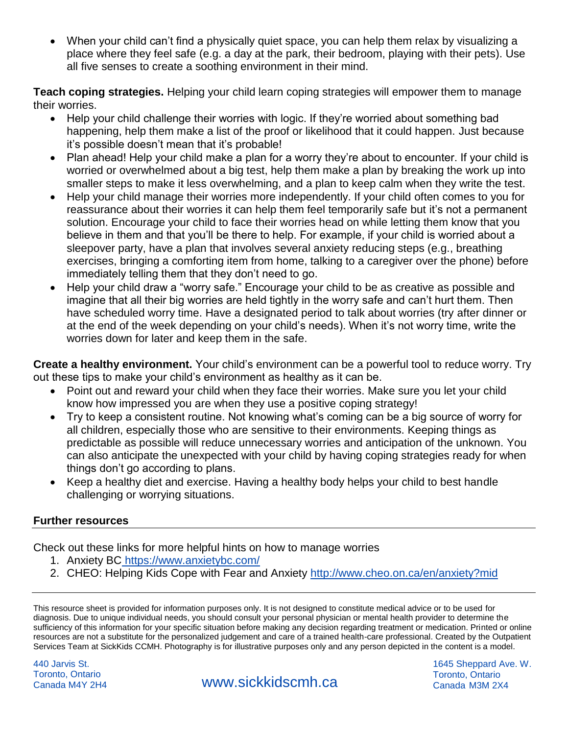- When your child can't find a physically quiet space, you can help them relax by visualizing a place where they feel safe (e.g. a day at the park, their bedroom, playing with their pets). Use all five senses to create a soothing environment in their mind.

**Teach coping strategies.** Helping your child learn coping strategies will empower them to manage their worries.

- Help your child challenge their worries with logic. If they're worried about something bad happening, help them make a list of the proof or likelihood that it could happen. Just because it's possible doesn't mean that it's probable!
- Plan ahead! Help your child make a plan for a worry they're about to encounter. If your child is worried or overwhelmed about a big test, help them make a plan by breaking the work up into smaller steps to make it less overwhelming, and a plan to keep calm when they write the test.
- Help your child manage their worries more independently. If your child often comes to you for reassurance about their worries it can help them feel temporarily safe but it's not a permanent solution. Encourage your child to face their worries head on while letting them know that you believe in them and that you'll be there to help. For example, if your child is worried about a sleepover party, have a plan that involves several anxiety reducing steps (e.g., breathing exercises, bringing a comforting item from home, talking to a caregiver over the phone) before immediately telling them that they don't need to go.
- Help your child draw a "worry safe." Encourage your child to be as creative as possible and imagine that all their big worries are held tightly in the worry safe and can't hurt them. Then have scheduled worry time. Have a designated period to talk about worries (try after dinner or at the end of the week depending on your child's needs). When it's not worry time, write the worries down for later and keep them in the safe.

**Create a healthy environment.** Your child's environment can be a powerful tool to reduce worry. Try out these tips to make your child's environment as healthy as it can be.

- Point out and reward your child when they face their worries. Make sure you let your child know how impressed you are when they use a positive coping strategy!
- Try to keep a consistent routine. Not knowing what's coming can be a big source of worry for all children, especially those who are sensitive to their environments. Keeping things as predictable as possible will reduce unnecessary worries and anticipation of the unknown. You can also anticipate the unexpected with your child by having coping strategies ready for when things don't go according to plans.
- Keep a healthy diet and exercise. Having a healthy body helps your child to best handle challenging or worrying situations.

## Further resources

Check out these links for more helpful hints on how to manage worries

1. Anxiety BC https://www.anxietybc.com/
2. CHEO: Helping Kids Cope with Fear and Anxiety http://www.cheo.on.ca/en/anxiety?mid

This resource sheet is provided for information purposes only. It is not designed to constitute medical advice or to be used for diagnosis. Due to unique individual needs, you should consult your personal physician or mental health provider to determine the sufficiency of this information for your specific situation before making any decision regarding treatment or medication. Printed or online resources are not a substitute for the personalized judgement and care of a trained health-care professional. Created by the Outpatient Services Team at SickKids CCMH. Photography is for illustrative purposes only and any person depicted in the content is a model.

440 Jarvis St.
Toronto, Ontario
Canada M4Y 2H4

www.sickkidscmh.ca

1645 Sheppard Ave. W.
Toronto, Ontario
Canada M3M 2X4